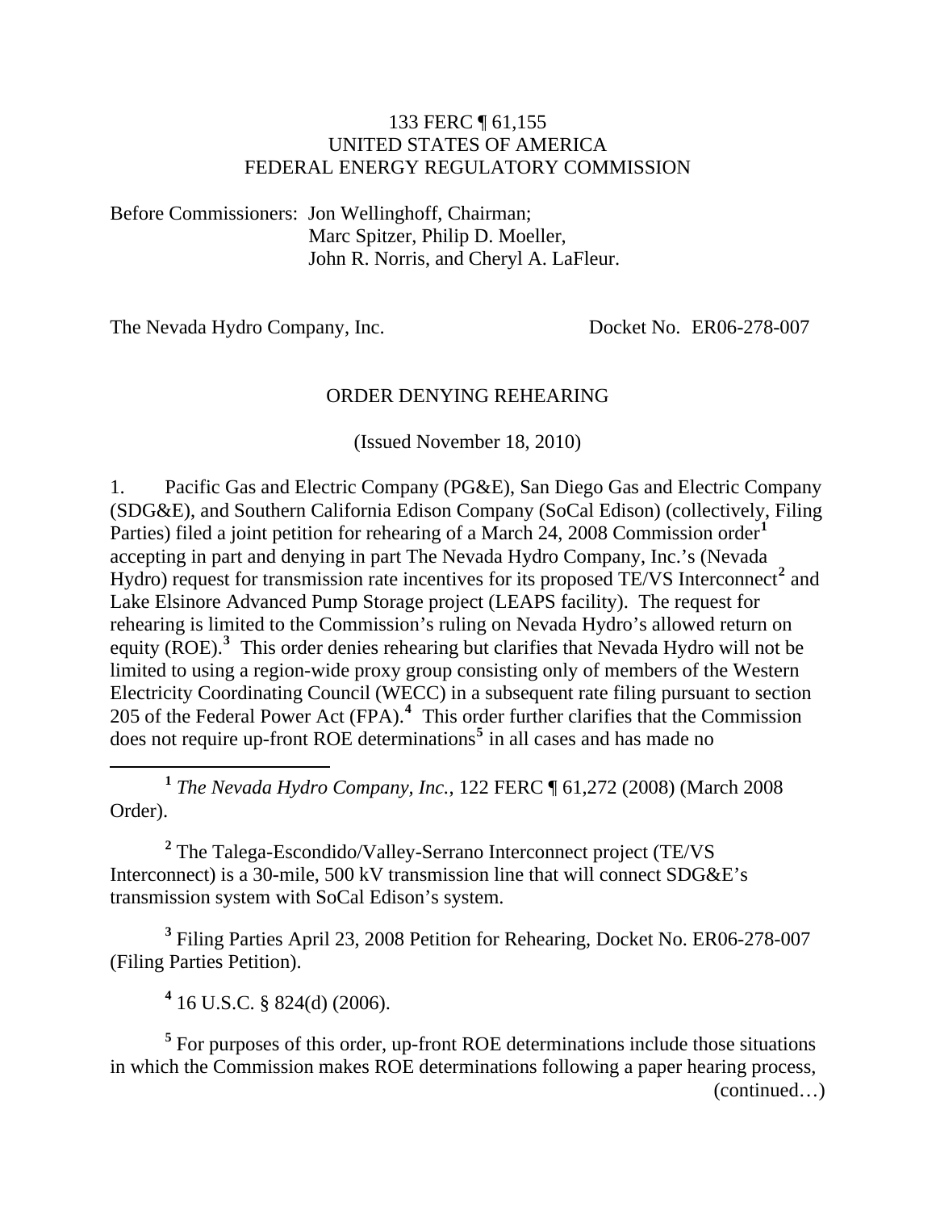133 FERC ¶ 61,155
UNITED STATES OF AMERICA
FEDERAL ENERGY REGULATORY COMMISSION

Before Commissioners: Jon Wellinghoff, Chairman;
Marc Spitzer, Philip D. Moeller,
John R. Norris, and Cheryl A. LaFleur.

The Nevada Hydro Company, Inc. Docket No. ER06-278-007

ORDER DENYING REHEARING

(Issued November 18, 2010)

1. Pacific Gas and Electric Company (PG&E), San Diego Gas and Electric Company (SDG&E), and Southern California Edison Company (SoCal Edison) (collectively, Filing Parties) filed a joint petition for rehearing of a March 24, 2008 Commission order[1] accepting in part and denying in part The Nevada Hydro Company, Inc.'s (Nevada Hydro) request for transmission rate incentives for its proposed TE/VS Interconnect[2] and Lake Elsinore Advanced Pump Storage project (LEAPS facility). The request for rehearing is limited to the Commission's ruling on Nevada Hydro's allowed return on equity (ROE).[3] This order denies rehearing but clarifies that Nevada Hydro will not be limited to using a region-wide proxy group consisting only of members of the Western Electricity Coordinating Council (WECC) in a subsequent rate filing pursuant to section 205 of the Federal Power Act (FPA).[4] This order further clarifies that the Commission does not require up-front ROE determinations[5] in all cases and has made no

[1] *The Nevada Hydro Company, Inc.*, 122 FERC ¶ 61,272 (2008) (March 2008 Order).

[2] The Talega-Escondido/Valley-Serrano Interconnect project (TE/VS Interconnect) is a 30-mile, 500 kV transmission line that will connect SDG&E's transmission system with SoCal Edison's system.

[3] Filing Parties April 23, 2008 Petition for Rehearing, Docket No. ER06-278-007 (Filing Parties Petition).

[4] 16 U.S.C. § 824(d) (2006).

[5] For purposes of this order, up-front ROE determinations include those situations in which the Commission makes ROE determinations following a paper hearing process, (continued…)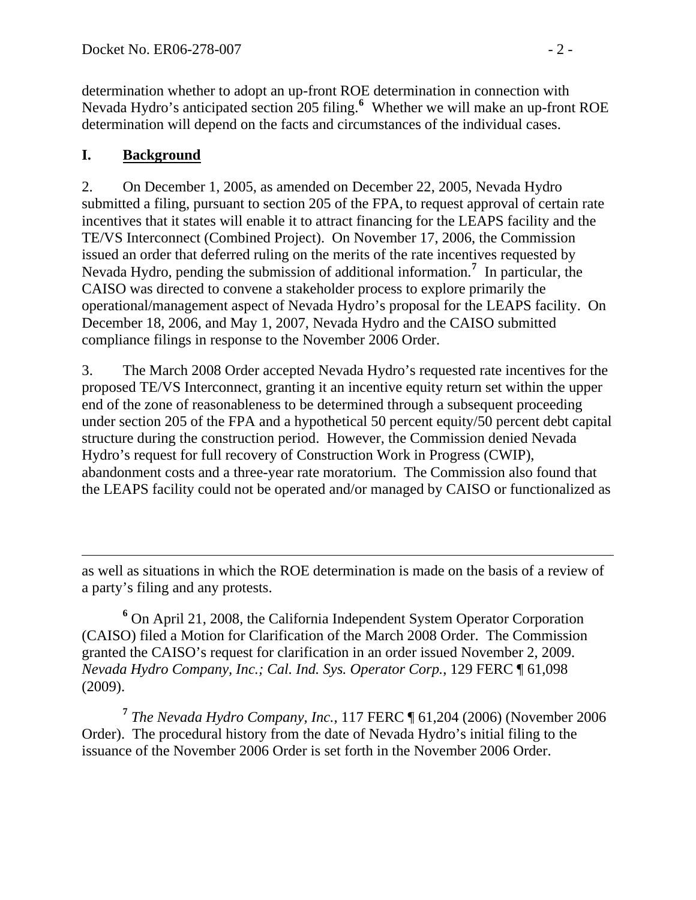determination whether to adopt an up-front ROE determination in connection with Nevada Hydro's anticipated section 205 filing.[6] Whether we will make an up-front ROE determination will depend on the facts and circumstances of the individual cases.

## I. Background

2. On December 1, 2005, as amended on December 22, 2005, Nevada Hydro submitted a filing, pursuant to section 205 of the FPA, to request approval of certain rate incentives that it states will enable it to attract financing for the LEAPS facility and the TE/VS Interconnect (Combined Project). On November 17, 2006, the Commission issued an order that deferred ruling on the merits of the rate incentives requested by Nevada Hydro, pending the submission of additional information.[7] In particular, the CAISO was directed to convene a stakeholder process to explore primarily the operational/management aspect of Nevada Hydro's proposal for the LEAPS facility. On December 18, 2006, and May 1, 2007, Nevada Hydro and the CAISO submitted compliance filings in response to the November 2006 Order.

3. The March 2008 Order accepted Nevada Hydro's requested rate incentives for the proposed TE/VS Interconnect, granting it an incentive equity return set within the upper end of the zone of reasonableness to be determined through a subsequent proceeding under section 205 of the FPA and a hypothetical 50 percent equity/50 percent debt capital structure during the construction period. However, the Commission denied Nevada Hydro's request for full recovery of Construction Work in Progress (CWIP), abandonment costs and a three-year rate moratorium. The Commission also found that the LEAPS facility could not be operated and/or managed by CAISO or functionalized as

---

as well as situations in which the ROE determination is made on the basis of a review of a party's filing and any protests.

[6] On April 21, 2008, the California Independent System Operator Corporation (CAISO) filed a Motion for Clarification of the March 2008 Order. The Commission granted the CAISO's request for clarification in an order issued November 2, 2009. *Nevada Hydro Company, Inc.; Cal. Ind. Sys. Operator Corp.*, 129 FERC ¶ 61,098 (2009).

[7] *The Nevada Hydro Company, Inc.*, 117 FERC ¶ 61,204 (2006) (November 2006 Order). The procedural history from the date of Nevada Hydro's initial filing to the issuance of the November 2006 Order is set forth in the November 2006 Order.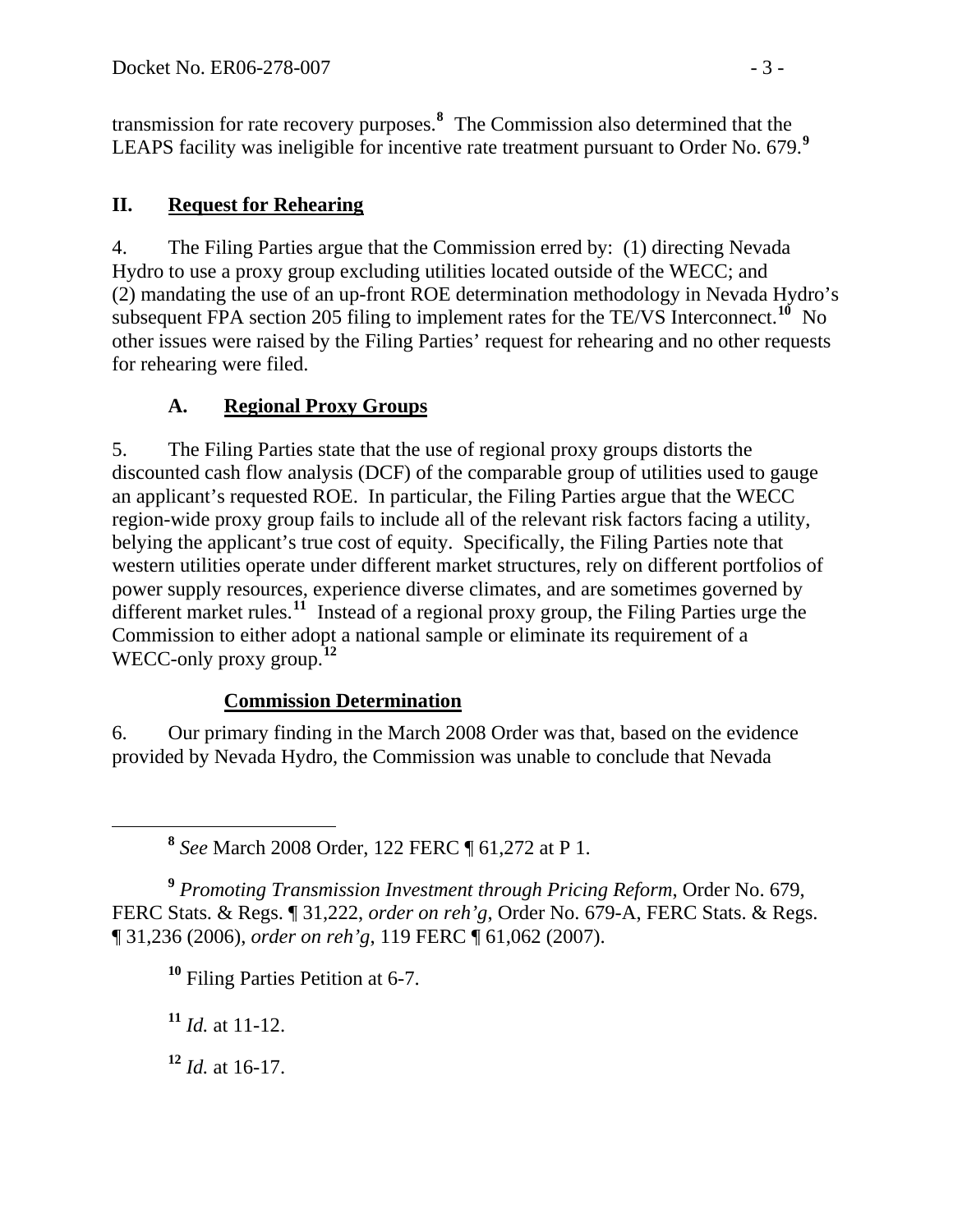transmission for rate recovery purposes.[8] The Commission also determined that the LEAPS facility was ineligible for incentive rate treatment pursuant to Order No. 679.[9]

## II. Request for Rehearing

4. The Filing Parties argue that the Commission erred by: (1) directing Nevada Hydro to use a proxy group excluding utilities located outside of the WECC; and (2) mandating the use of an up-front ROE determination methodology in Nevada Hydro's subsequent FPA section 205 filing to implement rates for the TE/VS Interconnect.[10] No other issues were raised by the Filing Parties' request for rehearing and no other requests for rehearing were filed.

### A. Regional Proxy Groups

5. The Filing Parties state that the use of regional proxy groups distorts the discounted cash flow analysis (DCF) of the comparable group of utilities used to gauge an applicant's requested ROE. In particular, the Filing Parties argue that the WECC region-wide proxy group fails to include all of the relevant risk factors facing a utility, belying the applicant's true cost of equity. Specifically, the Filing Parties note that western utilities operate under different market structures, rely on different portfolios of power supply resources, experience diverse climates, and are sometimes governed by different market rules.[11] Instead of a regional proxy group, the Filing Parties urge the Commission to either adopt a national sample or eliminate its requirement of a WECC-only proxy group.[12]

#### Commission Determination

6. Our primary finding in the March 2008 Order was that, based on the evidence provided by Nevada Hydro, the Commission was unable to conclude that Nevada

---

[8] *See* March 2008 Order, 122 FERC ¶ 61,272 at P 1.

[9] *Promoting Transmission Investment through Pricing Reform*, Order No. 679, FERC Stats. & Regs. ¶ 31,222, *order on reh'g*, Order No. 679-A, FERC Stats. & Regs. ¶ 31,236 (2006), *order on reh'g*, 119 FERC ¶ 61,062 (2007).

[10] Filing Parties Petition at 6-7.

[11] *Id.* at 11-12.

[12] *Id.* at 16-17.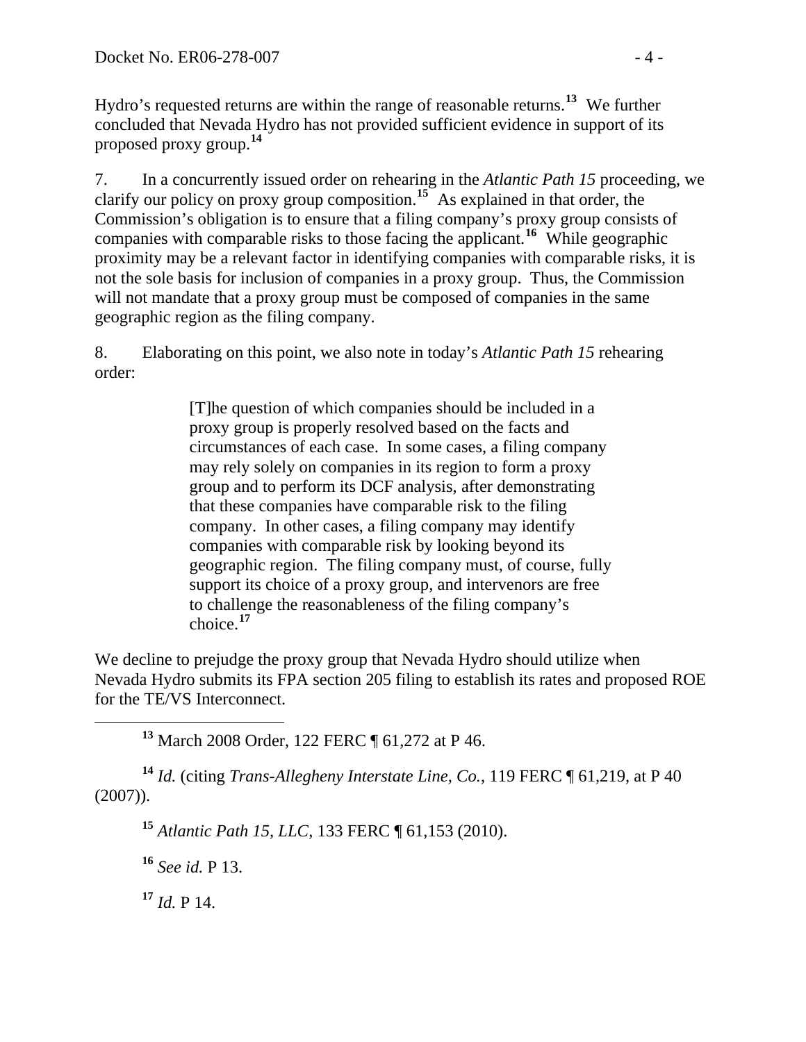Hydro's requested returns are within the range of reasonable returns.[13] We further concluded that Nevada Hydro has not provided sufficient evidence in support of its proposed proxy group.[14]

7. In a concurrently issued order on rehearing in the *Atlantic Path 15* proceeding, we clarify our policy on proxy group composition.[15] As explained in that order, the Commission's obligation is to ensure that a filing company's proxy group consists of companies with comparable risks to those facing the applicant.[16] While geographic proximity may be a relevant factor in identifying companies with comparable risks, it is not the sole basis for inclusion of companies in a proxy group. Thus, the Commission will not mandate that a proxy group must be composed of companies in the same geographic region as the filing company.

8. Elaborating on this point, we also note in today's *Atlantic Path 15* rehearing order:

> [T]he question of which companies should be included in a proxy group is properly resolved based on the facts and circumstances of each case. In some cases, a filing company may rely solely on companies in its region to form a proxy group and to perform its DCF analysis, after demonstrating that these companies have comparable risk to the filing company. In other cases, a filing company may identify companies with comparable risk by looking beyond its geographic region. The filing company must, of course, fully support its choice of a proxy group, and intervenors are free to challenge the reasonableness of the filing company's choice.[17]

We decline to prejudge the proxy group that Nevada Hydro should utilize when Nevada Hydro submits its FPA section 205 filing to establish its rates and proposed ROE for the TE/VS Interconnect.

---

[13] March 2008 Order, 122 FERC ¶ 61,272 at P 46.

[14] *Id.* (citing *Trans-Allegheny Interstate Line, Co.*, 119 FERC ¶ 61,219, at P 40 (2007)).

[15] *Atlantic Path 15, LLC*, 133 FERC ¶ 61,153 (2010).

[16] *See id.* P 13.

[17] *Id.* P 14.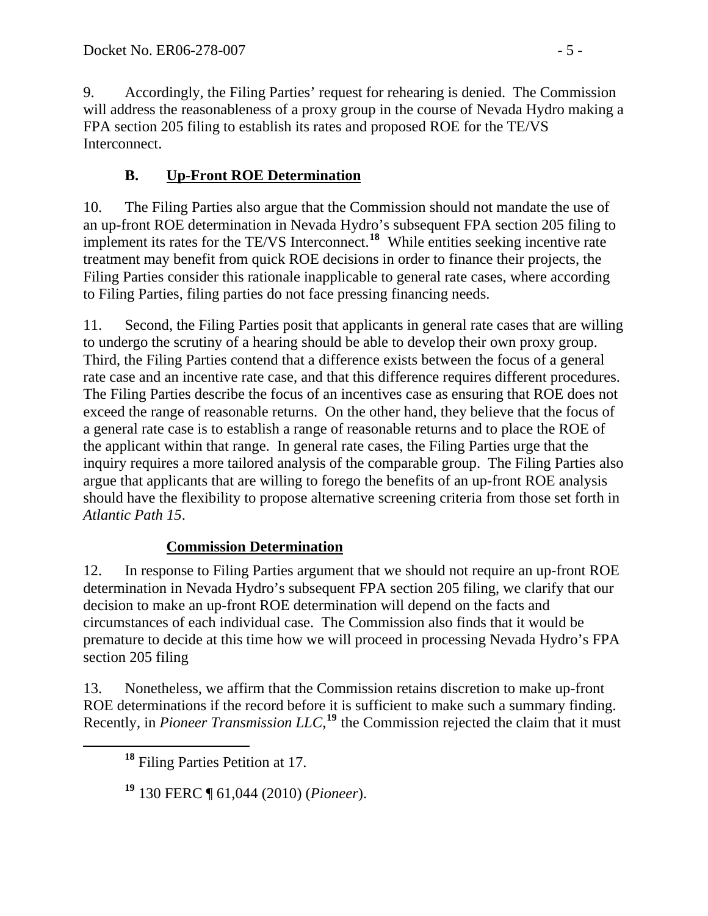9. Accordingly, the Filing Parties' request for rehearing is denied. The Commission will address the reasonableness of a proxy group in the course of Nevada Hydro making a FPA section 205 filing to establish its rates and proposed ROE for the TE/VS Interconnect.

### B. Up-Front ROE Determination

10. The Filing Parties also argue that the Commission should not mandate the use of an up-front ROE determination in Nevada Hydro's subsequent FPA section 205 filing to implement its rates for the TE/VS Interconnect.[18] While entities seeking incentive rate treatment may benefit from quick ROE decisions in order to finance their projects, the Filing Parties consider this rationale inapplicable to general rate cases, where according to Filing Parties, filing parties do not face pressing financing needs.

11. Second, the Filing Parties posit that applicants in general rate cases that are willing to undergo the scrutiny of a hearing should be able to develop their own proxy group. Third, the Filing Parties contend that a difference exists between the focus of a general rate case and an incentive rate case, and that this difference requires different procedures. The Filing Parties describe the focus of an incentives case as ensuring that ROE does not exceed the range of reasonable returns. On the other hand, they believe that the focus of a general rate case is to establish a range of reasonable returns and to place the ROE of the applicant within that range. In general rate cases, the Filing Parties urge that the inquiry requires a more tailored analysis of the comparable group. The Filing Parties also argue that applicants that are willing to forego the benefits of an up-front ROE analysis should have the flexibility to propose alternative screening criteria from those set forth in *Atlantic Path 15*.

#### Commission Determination

12. In response to Filing Parties argument that we should not require an up-front ROE determination in Nevada Hydro's subsequent FPA section 205 filing, we clarify that our decision to make an up-front ROE determination will depend on the facts and circumstances of each individual case. The Commission also finds that it would be premature to decide at this time how we will proceed in processing Nevada Hydro's FPA section 205 filing

13. Nonetheless, we affirm that the Commission retains discretion to make up-front ROE determinations if the record before it is sufficient to make such a summary finding. Recently, in *Pioneer Transmission LLC*,[19] the Commission rejected the claim that it must

---

[18] Filing Parties Petition at 17.

[19] 130 FERC ¶ 61,044 (2010) (*Pioneer*).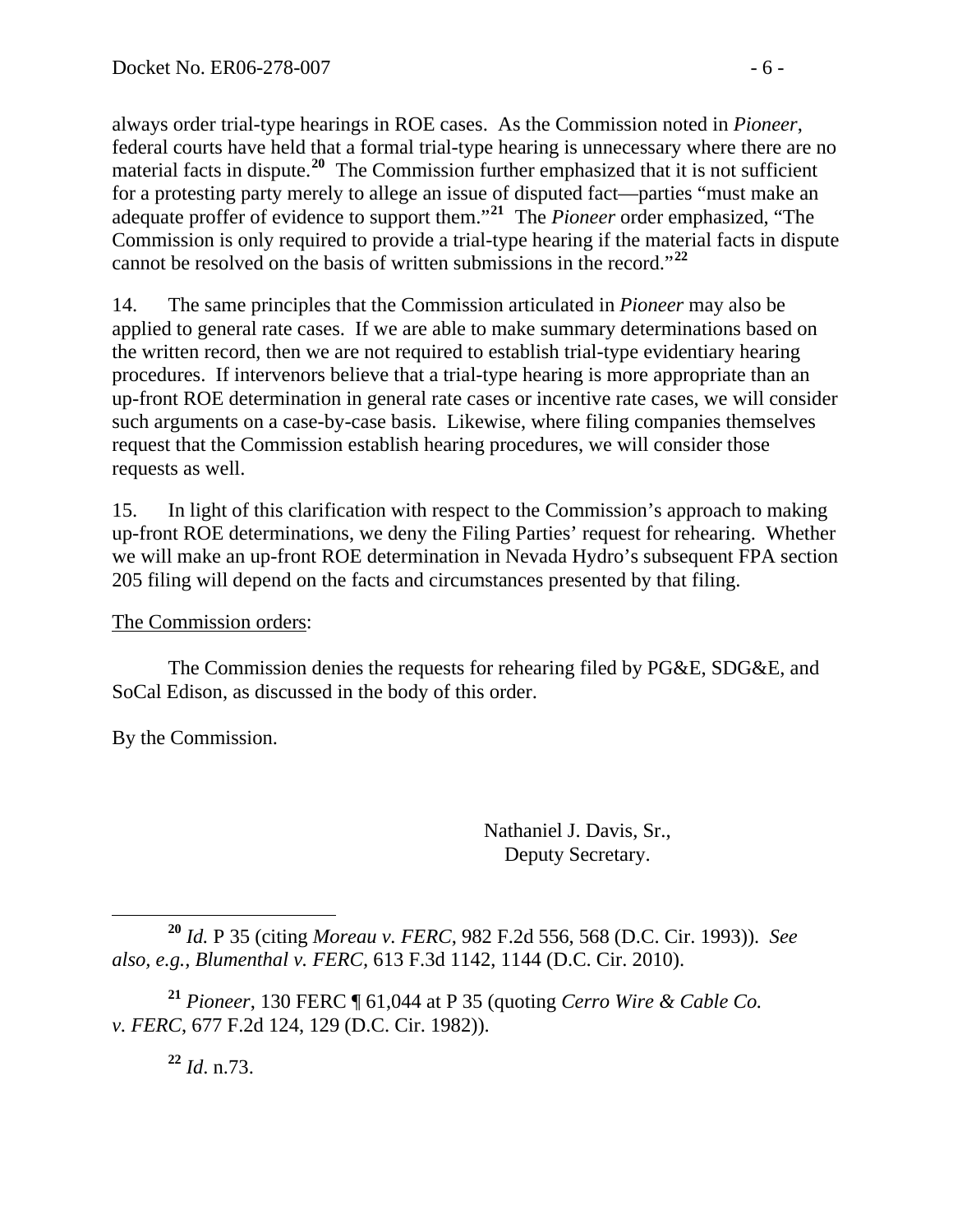always order trial-type hearings in ROE cases. As the Commission noted in *Pioneer*, federal courts have held that a formal trial-type hearing is unnecessary where there are no material facts in dispute.[20] The Commission further emphasized that it is not sufficient for a protesting party merely to allege an issue of disputed fact—parties "must make an adequate proffer of evidence to support them."[21] The *Pioneer* order emphasized, "The Commission is only required to provide a trial-type hearing if the material facts in dispute cannot be resolved on the basis of written submissions in the record."[22]

14. The same principles that the Commission articulated in *Pioneer* may also be applied to general rate cases. If we are able to make summary determinations based on the written record, then we are not required to establish trial-type evidentiary hearing procedures. If intervenors believe that a trial-type hearing is more appropriate than an up-front ROE determination in general rate cases or incentive rate cases, we will consider such arguments on a case-by-case basis. Likewise, where filing companies themselves request that the Commission establish hearing procedures, we will consider those requests as well.

15. In light of this clarification with respect to the Commission's approach to making up-front ROE determinations, we deny the Filing Parties' request for rehearing. Whether we will make an up-front ROE determination in Nevada Hydro's subsequent FPA section 205 filing will depend on the facts and circumstances presented by that filing.

The Commission orders:

The Commission denies the requests for rehearing filed by PG&E, SDG&E, and SoCal Edison, as discussed in the body of this order.

By the Commission.

Nathaniel J. Davis, Sr.,
Deputy Secretary.

---

[20] *Id.* P 35 (citing *Moreau v. FERC*, 982 F.2d 556, 568 (D.C. Cir. 1993)). *See also, e.g.*, *Blumenthal v. FERC*, 613 F.3d 1142, 1144 (D.C. Cir. 2010).

[21] *Pioneer*, 130 FERC ¶ 61,044 at P 35 (quoting *Cerro Wire & Cable Co. v. FERC*, 677 F.2d 124, 129 (D.C. Cir. 1982)).

[22] *Id*. n.73.